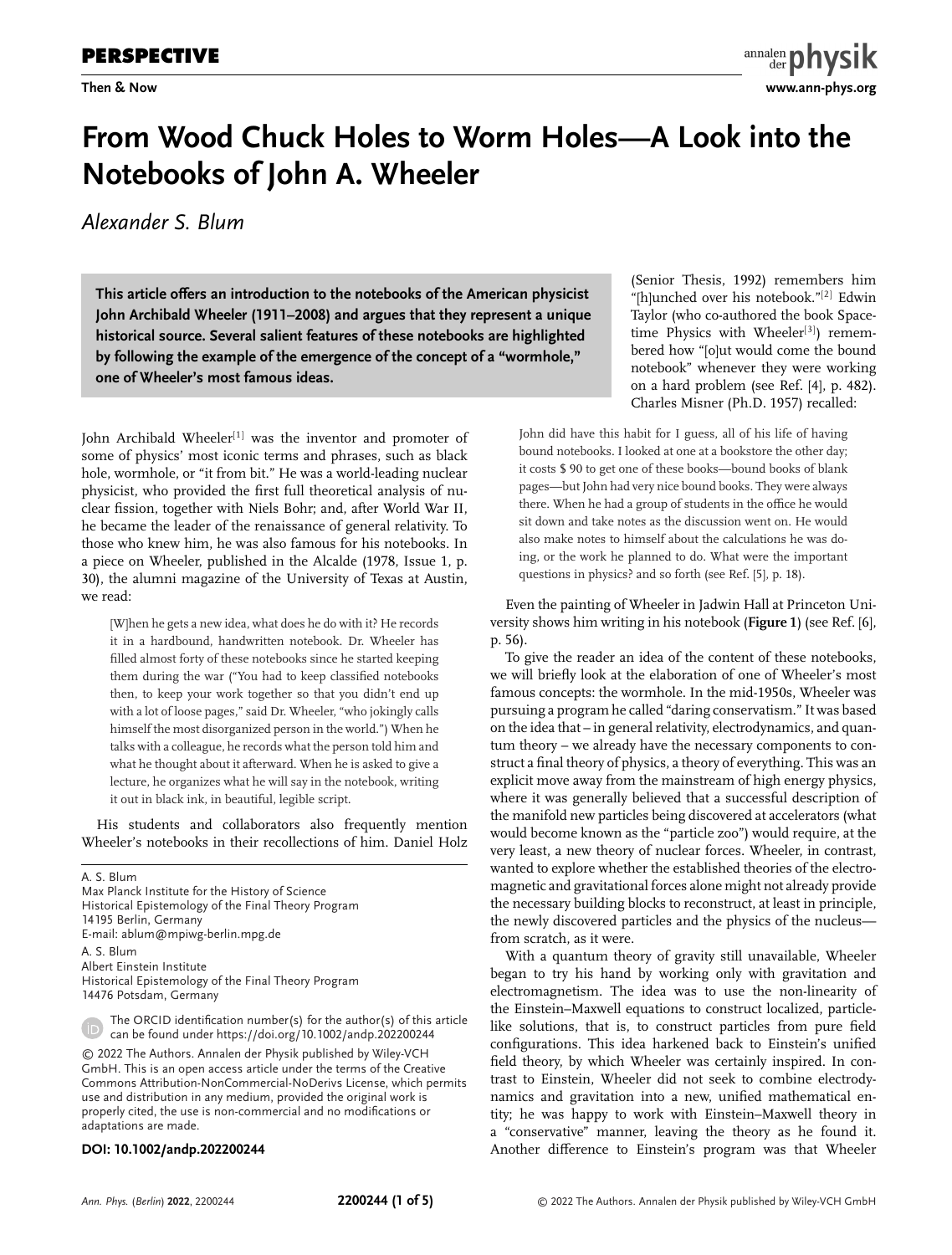**PERSPECTIVE**

**Then & Now**

# From Wood Chuck Holes to Worm Holes—A Look into the Notebooks of John A. Wheeler

*Alexander S. Blum*

**This article offers an introduction to the notebooks of the American physicist John Archibald Wheeler (1911–2008) and argues that they represent a unique historical source. Several salient features of these notebooks are highlighted by following the example of the emergence of the concept of a "wormhole," one of Wheeler's most famous ideas.**

John Archibald Wheeler[1] was the inventor and promoter of some of physics' most iconic terms and phrases, such as black hole, wormhole, or "it from bit." He was a world-leading nuclear physicist, who provided the first full theoretical analysis of nuclear fission, together with Niels Bohr; and, after World War II, he became the leader of the renaissance of general relativity. To those who knew him, he was also famous for his notebooks. In a piece on Wheeler, published in the Alcalde (1978, Issue 1, p. 30), the alumni magazine of the University of Texas at Austin, we read:

> [W]hen he gets a new idea, what does he do with it? He records it in a hardbound, handwritten notebook. Dr. Wheeler has filled almost forty of these notebooks since he started keeping them during the war ("You had to keep classified notebooks then, to keep your work together so that you didn't end up with a lot of loose pages," said Dr. Wheeler, "who jokingly calls himself the most disorganized person in the world.") When he talks with a colleague, he records what the person told him and what he thought about it afterward. When he is asked to give a lecture, he organizes what he will say in the notebook, writing it out in black ink, in beautiful, legible script.

His students and collaborators also frequently mention Wheeler's notebooks in their recollections of him. Daniel Holz (Senior Thesis, 1992) remembers him "[h]unched over his notebook."[2] Edwin Taylor (who co-authored the book Spacetime Physics with Wheeler[3]) remembered how "[o]ut would come the bound notebook" whenever they were working on a hard problem (see Ref. [4], p. 482). Charles Misner (Ph.D. 1957) recalled:

> John did have this habit for I guess, all of his life of having bound notebooks. I looked at one at a bookstore the other day; it costs $ 90 to get one of these books—bound books of blank pages—but John had very nice bound books. They were always there. When he had a group of students in the office he would sit down and take notes as the discussion went on. He would also make notes to himself about the calculations he was doing, or the work he planned to do. What were the important questions in physics? and so forth (see Ref. [5], p. 18).

Even the painting of Wheeler in Jadwin Hall at Princeton University shows him writing in his notebook (**Figure 1**) (see Ref. [6], p. 56).

To give the reader an idea of the content of these notebooks, we will briefly look at the elaboration of one of Wheeler's most famous concepts: the wormhole. In the mid-1950s, Wheeler was pursuing a program he called "daring conservatism." It was based on the idea that – in general relativity, electrodynamics, and quantum theory – we already have the necessary components to construct a final theory of physics, a theory of everything. This was an explicit move away from the mainstream of high energy physics, where it was generally believed that a successful description of the manifold new particles being discovered at accelerators (what would become known as the "particle zoo") would require, at the very least, a new theory of nuclear forces. Wheeler, in contrast, wanted to explore whether the established theories of the electromagnetic and gravitational forces alone might not already provide the necessary building blocks to reconstruct, at least in principle, the newly discovered particles and the physics of the nucleus—from scratch, as it were.

With a quantum theory of gravity still unavailable, Wheeler began to try his hand by working only with gravitation and electromagnetism. The idea was to use the non-linearity of the Einstein–Maxwell equations to construct localized, particle-like solutions, that is, to construct particles from pure field configurations. This idea harkened back to Einstein's unified field theory, by which Wheeler was certainly inspired. In contrast to Einstein, Wheeler did not seek to combine electrodynamics and gravitation into a new, unified mathematical entity; he was happy to work with Einstein–Maxwell theory in a "conservative" manner, leaving the theory as he found it. Another difference to Einstein's program was that Wheeler

A. S. Blum
Max Planck Institute for the History of Science
Historical Epistemology of the Final Theory Program
14195 Berlin, Germany
E-mail: ablum@mpiwg-berlin.mpg.de

A. S. Blum
Albert Einstein Institute
Historical Epistemology of the Final Theory Program
14476 Potsdam, Germany

The ORCID identification number(s) for the author(s) of this article can be found under https://doi.org/10.1002/andp.202200244

© 2022 The Authors. Annalen der Physik published by Wiley-VCH GmbH. This is an open access article under the terms of the Creative Commons Attribution-NonCommercial-NoDerivs License, which permits use and distribution in any medium, provided the original work is properly cited, the use is non-commercial and no modifications or adaptations are made.

**DOI: 10.1002/andp.202200244**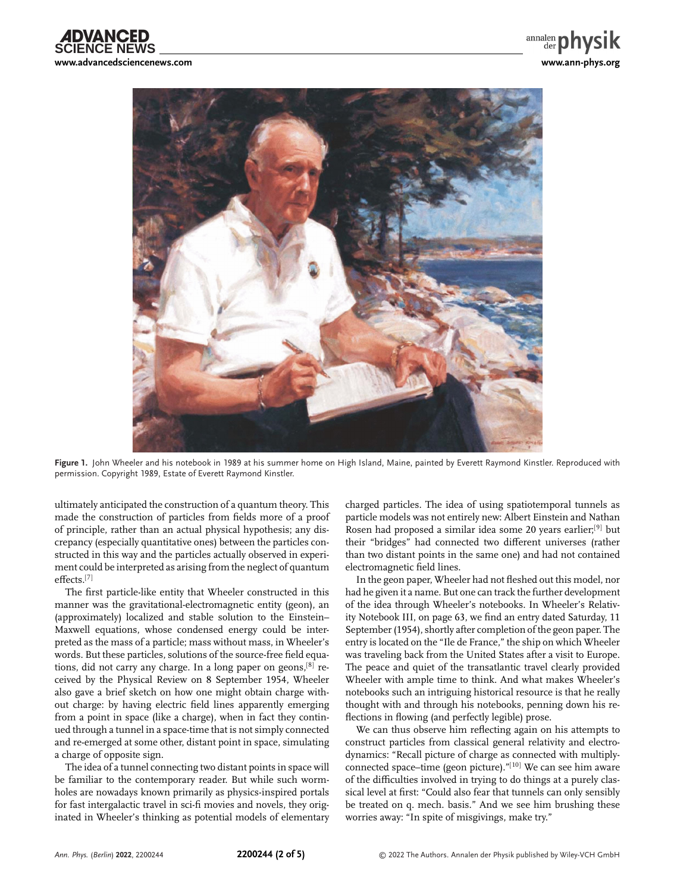Figure 1. John Wheeler and his notebook in 1989 at his summer home on High Island, Maine, painted by Everett Raymond Kinstler. Reproduced with permission. Copyright 1989, Estate of Everett Raymond Kinstler.

ultimately anticipated the construction of a quantum theory. This made the construction of particles from fields more of a proof of principle, rather than an actual physical hypothesis; any discrepancy (especially quantitative ones) between the particles constructed in this way and the particles actually observed in experiment could be interpreted as arising from the neglect of quantum effects.[7]

The first particle-like entity that Wheeler constructed in this manner was the gravitational-electromagnetic entity (geon), an (approximately) localized and stable solution to the Einstein–Maxwell equations, whose condensed energy could be interpreted as the mass of a particle; mass without mass, in Wheeler's words. But these particles, solutions of the source-free field equations, did not carry any charge. In a long paper on geons,[8] received by the Physical Review on 8 September 1954, Wheeler also gave a brief sketch on how one might obtain charge without charge: by having electric field lines apparently emerging from a point in space (like a charge), when in fact they continued through a tunnel in a space-time that is not simply connected and re-emerged at some other, distant point in space, simulating a charge of opposite sign.

The idea of a tunnel connecting two distant points in space will be familiar to the contemporary reader. But while such wormholes are nowadays known primarily as physics-inspired portals for fast intergalactic travel in sci-fi movies and novels, they originated in Wheeler's thinking as potential models of elementary charged particles. The idea of using spatiotemporal tunnels as particle models was not entirely new: Albert Einstein and Nathan Rosen had proposed a similar idea some 20 years earlier;[9] but their "bridges" had connected two different universes (rather than two distant points in the same one) and had not contained electromagnetic field lines.

In the geon paper, Wheeler had not fleshed out this model, nor had he given it a name. But one can track the further development of the idea through Wheeler's notebooks. In Wheeler's Relativity Notebook III, on page 63, we find an entry dated Saturday, 11 September (1954), shortly after completion of the geon paper. The entry is located on the "Ile de France," the ship on which Wheeler was traveling back from the United States after a visit to Europe. The peace and quiet of the transatlantic travel clearly provided Wheeler with ample time to think. And what makes Wheeler's notebooks such an intriguing historical resource is that he really thought with and through his notebooks, penning down his reflections in flowing (and perfectly legible) prose.

We can thus observe him reflecting again on his attempts to construct particles from classical general relativity and electrodynamics: "Recall picture of charge as connected with multiply-connected space–time (geon picture)."[10] We can see him aware of the difficulties involved in trying to do things at a purely classical level at first: "Could also fear that tunnels can only sensibly be treated on q. mech. basis." And we see him brushing these worries away: "In spite of misgivings, make try."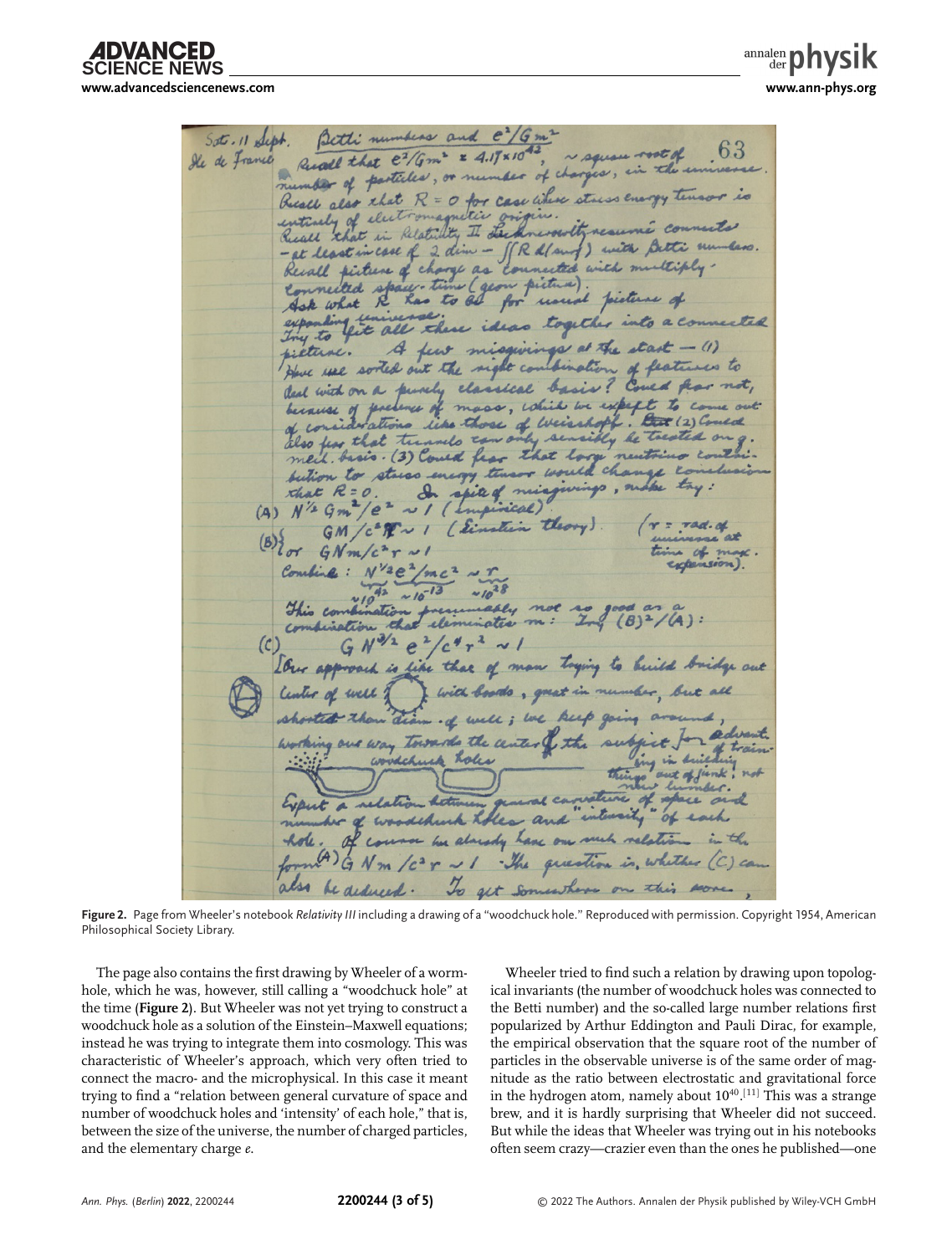**Figure 2.** Page from Wheeler's notebook *Relativity III* including a drawing of a "woodchuck hole." Reproduced with permission. Copyright 1954, American Philosophical Society Library.

The page also contains the first drawing by Wheeler of a wormhole, which he was, however, still calling a "woodchuck hole" at the time (**Figure 2**). But Wheeler was not yet trying to construct a woodchuck hole as a solution of the Einstein–Maxwell equations; instead he was trying to integrate them into cosmology. This was characteristic of Wheeler's approach, which very often tried to connect the macro- and the microphysical. In this case it meant trying to find a "relation between general curvature of space and number of woodchuck holes and 'intensity' of each hole," that is, between the size of the universe, the number of charged particles, and the elementary charge $e$.

Wheeler tried to find such a relation by drawing upon topological invariants (the number of woodchuck holes was connected to the Betti number) and the so-called large number relations first popularized by Arthur Eddington and Pauli Dirac, for example, the empirical observation that the square root of the number of particles in the observable universe is of the same order of magnitude as the ratio between electrostatic and gravitational force in the hydrogen atom, namely about $10^{40}$.[11] This was a strange brew, and it is hardly surprising that Wheeler did not succeed. But while the ideas that Wheeler was trying out in his notebooks often seem crazy—crazier even than the ones he published—one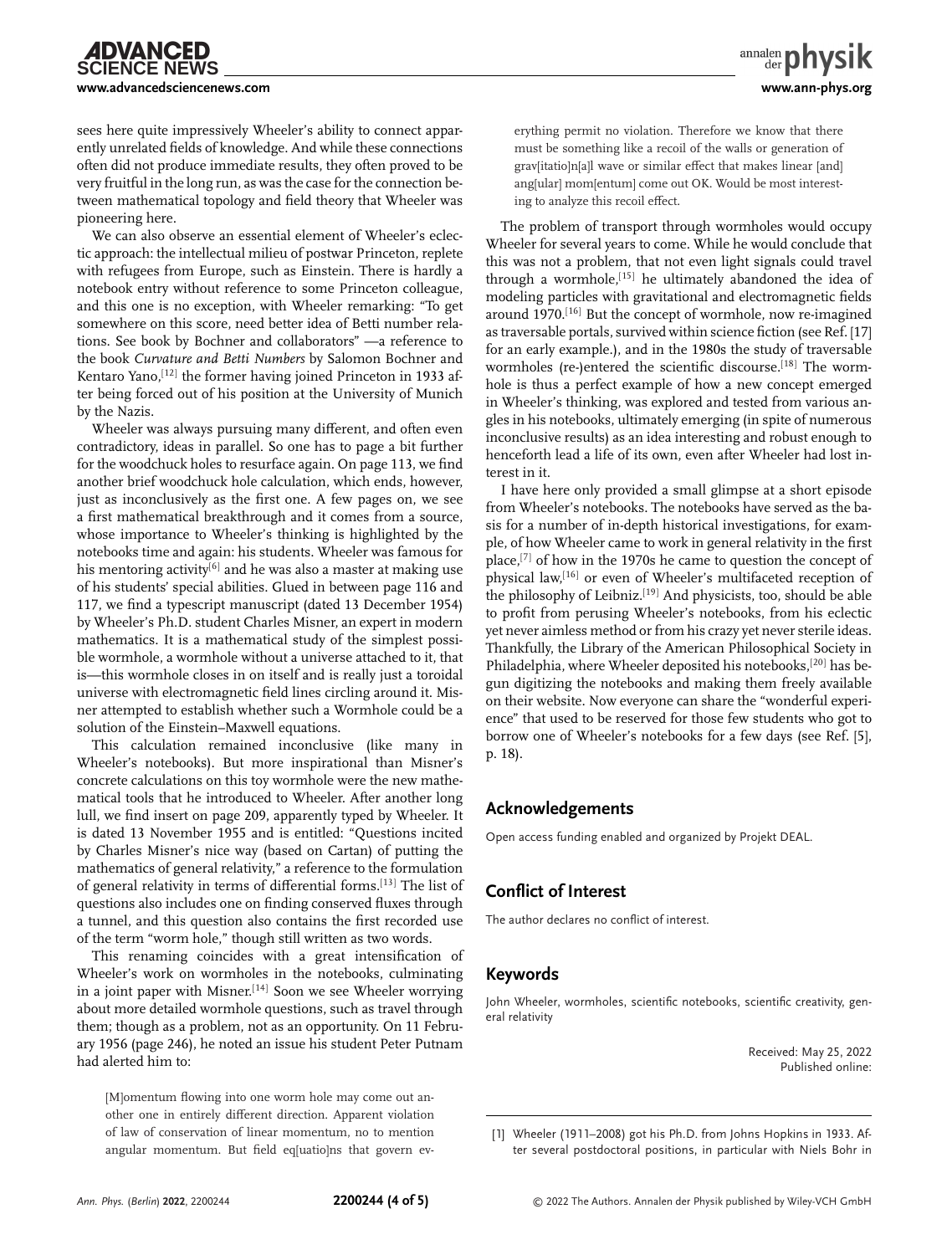sees here quite impressively Wheeler's ability to connect apparently unrelated fields of knowledge. And while these connections often did not produce immediate results, they often proved to be very fruitful in the long run, as was the case for the connection between mathematical topology and field theory that Wheeler was pioneering here.

We can also observe an essential element of Wheeler's eclectic approach: the intellectual milieu of postwar Princeton, replete with refugees from Europe, such as Einstein. There is hardly a notebook entry without reference to some Princeton colleague, and this one is no exception, with Wheeler remarking: "To get somewhere on this score, need better idea of Betti number relations. See book by Bochner and collaborators" —a reference to the book *Curvature and Betti Numbers* by Salomon Bochner and Kentaro Yano,[12] the former having joined Princeton in 1933 after being forced out of his position at the University of Munich by the Nazis.

Wheeler was always pursuing many different, and often even contradictory, ideas in parallel. So one has to page a bit further for the woodchuck holes to resurface again. On page 113, we find another brief woodchuck hole calculation, which ends, however, just as inconclusively as the first one. A few pages on, we see a first mathematical breakthrough and it comes from a source, whose importance to Wheeler's thinking is highlighted by the notebooks time and again: his students. Wheeler was famous for his mentoring activity[6] and he was also a master at making use of his students' special abilities. Glued in between page 116 and 117, we find a typescript manuscript (dated 13 December 1954) by Wheeler's Ph.D. student Charles Misner, an expert in modern mathematics. It is a mathematical study of the simplest possible wormhole, a wormhole without a universe attached to it, that is—this wormhole closes in on itself and is really just a toroidal universe with electromagnetic field lines circling around it. Misner attempted to establish whether such a Wormhole could be a solution of the Einstein–Maxwell equations.

This calculation remained inconclusive (like many in Wheeler's notebooks). But more inspirational than Misner's concrete calculations on this toy wormhole were the new mathematical tools that he introduced to Wheeler. After another long lull, we find insert on page 209, apparently typed by Wheeler. It is dated 13 November 1955 and is entitled: "Questions incited by Charles Misner's nice way (based on Cartan) of putting the mathematics of general relativity," a reference to the formulation of general relativity in terms of differential forms.[13] The list of questions also includes one on finding conserved fluxes through a tunnel, and this question also contains the first recorded use of the term "worm hole," though still written as two words.

This renaming coincides with a great intensification of Wheeler's work on wormholes in the notebooks, culminating in a joint paper with Misner.[14] Soon we see Wheeler worrying about more detailed wormhole questions, such as travel through them; though as a problem, not as an opportunity. On 11 February 1956 (page 246), he noted an issue his student Peter Putnam had alerted him to:

> [M]omentum flowing into one worm hole may come out another one in entirely different direction. Apparent violation of law of conservation of linear momentum, no to mention angular momentum. But field eq[uatio]ns that govern everything permit no violation. Therefore we know that there must be something like a recoil of the walls or generation of grav[itatio]n[a]l wave or similar effect that makes linear [and] ang[ular] mom[entum] come out OK. Would be most interesting to analyze this recoil effect.

The problem of transport through wormholes would occupy Wheeler for several years to come. While he would conclude that this was not a problem, that not even light signals could travel through a wormhole,[15] he ultimately abandoned the idea of modeling particles with gravitational and electromagnetic fields around 1970.[16] But the concept of wormhole, now re-imagined as traversable portals, survived within science fiction (see Ref. [17] for an early example.), and in the 1980s the study of traversable wormholes (re-)entered the scientific discourse.[18] The wormhole is thus a perfect example of how a new concept emerged in Wheeler's thinking, was explored and tested from various angles in his notebooks, ultimately emerging (in spite of numerous inconclusive results) as an idea interesting and robust enough to henceforth lead a life of its own, even after Wheeler had lost interest in it.

I have here only provided a small glimpse at a short episode from Wheeler's notebooks. The notebooks have served as the basis for a number of in-depth historical investigations, for example, of how Wheeler came to work in general relativity in the first place,[7] of how in the 1970s he came to question the concept of physical law,[16] or even of Wheeler's multifaceted reception of the philosophy of Leibniz.[19] And physicists, too, should be able to profit from perusing Wheeler's notebooks, from his eclectic yet never aimless method or from his crazy yet never sterile ideas. Thankfully, the Library of the American Philosophical Society in Philadelphia, where Wheeler deposited his notebooks,[20] has begun digitizing the notebooks and making them freely available on their website. Now everyone can share the "wonderful experience" that used to be reserved for those few students who got to borrow one of Wheeler's notebooks for a few days (see Ref. [5], p. 18).

## Acknowledgements

Open access funding enabled and organized by Projekt DEAL.

## Conflict of Interest

The author declares no conflict of interest.

## Keywords

John Wheeler, wormholes, scientific notebooks, scientific creativity, general relativity

Received: May 25, 2022
Published online:

[1] Wheeler (1911–2008) got his Ph.D. from Johns Hopkins in 1933. After several postdoctoral positions, in particular with Niels Bohr in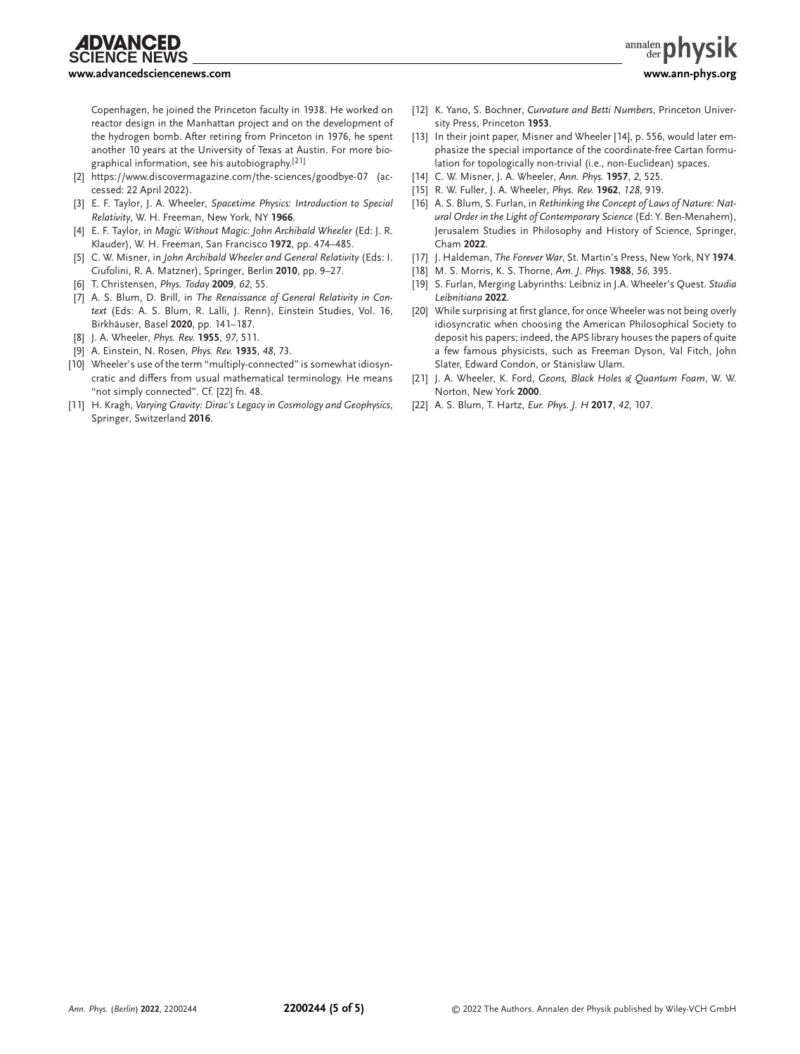Copenhagen, he joined the Princeton faculty in 1938. He worked on reactor design in the Manhattan project and on the development of the hydrogen bomb. After retiring from Princeton in 1976, he spent another 10 years at the University of Texas at Austin. For more biographical information, see his autobiography.[21]

[2] https://www.discovermagazine.com/the-sciences/goodbye-07 (accessed: 22 April 2022).

[3] E. F. Taylor, J. A. Wheeler, *Spacetime Physics: Introduction to Special Relativity*, W. H. Freeman, New York, NY **1966**.

[4] E. F. Taylor, in *Magic Without Magic: John Archibald Wheeler* (Ed: J. R. Klauder), W. H. Freeman, San Francisco **1972**, pp. 474–485.

[5] C. W. Misner, in *John Archibald Wheeler and General Relativity* (Eds: I. Ciufolini, R. A. Matzner), Springer, Berlin **2010**, pp. 9–27.

[6] T. Christensen, *Phys. Today* **2009**, *62*, 55.

[7] A. S. Blum, D. Brill, in *The Renaissance of General Relativity in Context* (Eds: A. S. Blum, R. Lalli, J. Renn), Einstein Studies, Vol. 16, Birkhäuser, Basel **2020**, pp. 141–187.

[8] J. A. Wheeler, *Phys. Rev.* **1955**, *97*, 511.

[9] A. Einstein, N. Rosen, *Phys. Rev.* **1935**, *48*, 73.

[10] Wheeler's use of the term "multiply-connected" is somewhat idiosyncratic and differs from usual mathematical terminology. He means "not simply connected". Cf. [22] fn. 48.

[11] H. Kragh, *Varying Gravity: Dirac's Legacy in Cosmology and Geophysics*, Springer, Switzerland **2016**.

[12] K. Yano, S. Bochner, *Curvature and Betti Numbers*, Princeton University Press, Princeton **1953**.

[13] In their joint paper, Misner and Wheeler [14], p. 556, would later emphasize the special importance of the coordinate-free Cartan formulation for topologically non-trivial (i.e., non-Euclidean) spaces.

[14] C. W. Misner, J. A. Wheeler, *Ann. Phys.* **1957**, *2*, 525.

[15] R. W. Fuller, J. A. Wheeler, *Phys. Rev.* **1962**, *128*, 919.

[16] A. S. Blum, S. Furlan, in *Rethinking the Concept of Laws of Nature: Natural Order in the Light of Contemporary Science* (Ed: Y. Ben-Menahem), Jerusalem Studies in Philosophy and History of Science, Springer, Cham **2022**.

[17] J. Haldeman, *The Forever War*, St. Martin's Press, New York, NY **1974**.

[18] M. S. Morris, K. S. Thorne, *Am. J. Phys.* **1988**, *56*, 395.

[19] S. Furlan, Merging Labyrinths: Leibniz in J.A. Wheeler's Quest. *Studia Leibnitiana* **2022**.

[20] While surprising at first glance, for once Wheeler was not being overly idiosyncratic when choosing the American Philosophical Society to deposit his papers; indeed, the APS library houses the papers of quite a few famous physicists, such as Freeman Dyson, Val Fitch, John Slater, Edward Condon, or Stanislaw Ulam.

[21] J. A. Wheeler, K. Ford, *Geons, Black Holes & Quantum Foam*, W. W. Norton, New York **2000**.

[22] A. S. Blum, T. Hartz, *Eur. Phys. J. H* **2017**, *42*, 107.